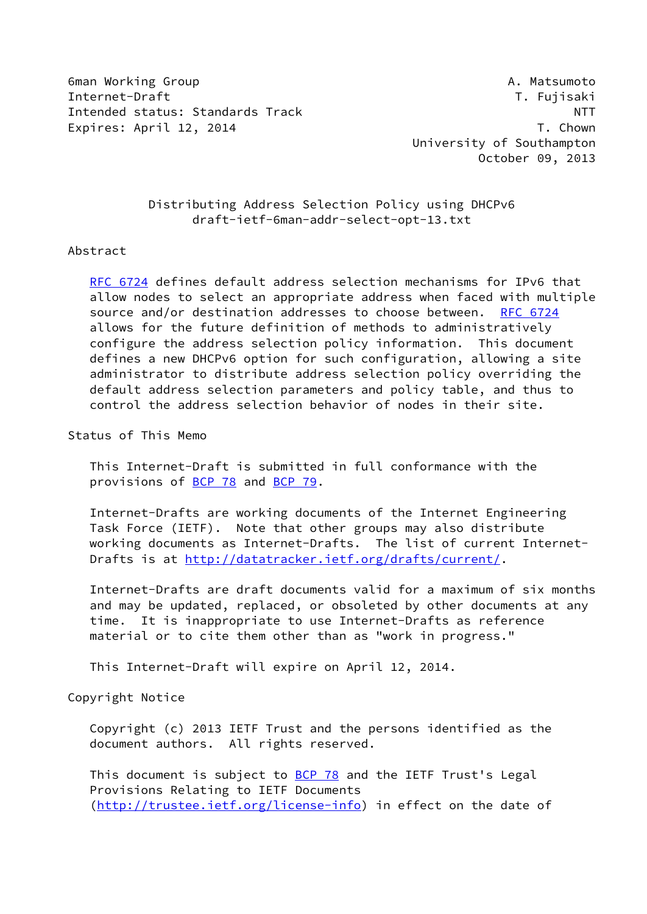6man Working Group A. Matsumoto
Internet-Draft T. Fujisaki
Intended status: Standards Track NTT
Expires: April 12, 2014 T. Chown
University of Southampton
October 09, 2013

# Distributing Address Selection Policy using DHCPv6
draft-ietf-6man-addr-select-opt-13.txt

## Abstract

RFC 6724 defines default address selection mechanisms for IPv6 that allow nodes to select an appropriate address when faced with multiple source and/or destination addresses to choose between. RFC 6724 allows for the future definition of methods to administratively configure the address selection policy information. This document defines a new DHCPv6 option for such configuration, allowing a site administrator to distribute address selection policy overriding the default address selection parameters and policy table, and thus to control the address selection behavior of nodes in their site.

## Status of This Memo

This Internet-Draft is submitted in full conformance with the provisions of BCP 78 and BCP 79.

Internet-Drafts are working documents of the Internet Engineering Task Force (IETF). Note that other groups may also distribute working documents as Internet-Drafts. The list of current Internet-Drafts is at http://datatracker.ietf.org/drafts/current/.

Internet-Drafts are draft documents valid for a maximum of six months and may be updated, replaced, or obsoleted by other documents at any time. It is inappropriate to use Internet-Drafts as reference material or to cite them other than as "work in progress."

This Internet-Draft will expire on April 12, 2014.

## Copyright Notice

Copyright (c) 2013 IETF Trust and the persons identified as the document authors. All rights reserved.

This document is subject to BCP 78 and the IETF Trust's Legal Provisions Relating to IETF Documents (http://trustee.ietf.org/license-info) in effect on the date of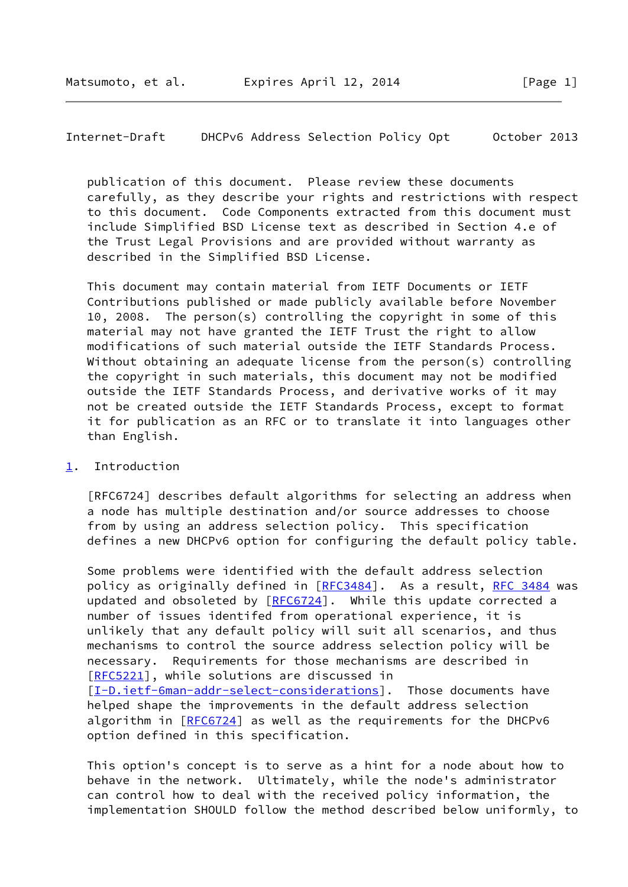publication of this document. Please review these documents carefully, as they describe your rights and restrictions with respect to this document. Code Components extracted from this document must include Simplified BSD License text as described in Section 4.e of the Trust Legal Provisions and are provided without warranty as described in the Simplified BSD License.

This document may contain material from IETF Documents or IETF Contributions published or made publicly available before November 10, 2008. The person(s) controlling the copyright in some of this material may not have granted the IETF Trust the right to allow modifications of such material outside the IETF Standards Process. Without obtaining an adequate license from the person(s) controlling the copyright in such materials, this document may not be modified outside the IETF Standards Process, and derivative works of it may not be created outside the IETF Standards Process, except to format it for publication as an RFC or to translate it into languages other than English.

## 1. Introduction

[RFC6724] describes default algorithms for selecting an address when a node has multiple destination and/or source addresses to choose from by using an address selection policy. This specification defines a new DHCPv6 option for configuring the default policy table.

Some problems were identified with the default address selection policy as originally defined in [RFC3484]. As a result, RFC 3484 was updated and obsoleted by [RFC6724]. While this update corrected a number of issues identifed from operational experience, it is unlikely that any default policy will suit all scenarios, and thus mechanisms to control the source address selection policy will be necessary. Requirements for those mechanisms are described in [RFC5221], while solutions are discussed in [I-D.ietf-6man-addr-select-considerations]. Those documents have helped shape the improvements in the default address selection algorithm in [RFC6724] as well as the requirements for the DHCPv6 option defined in this specification.

This option's concept is to serve as a hint for a node about how to behave in the network. Ultimately, while the node's administrator can control how to deal with the received policy information, the implementation SHOULD follow the method described below uniformly, to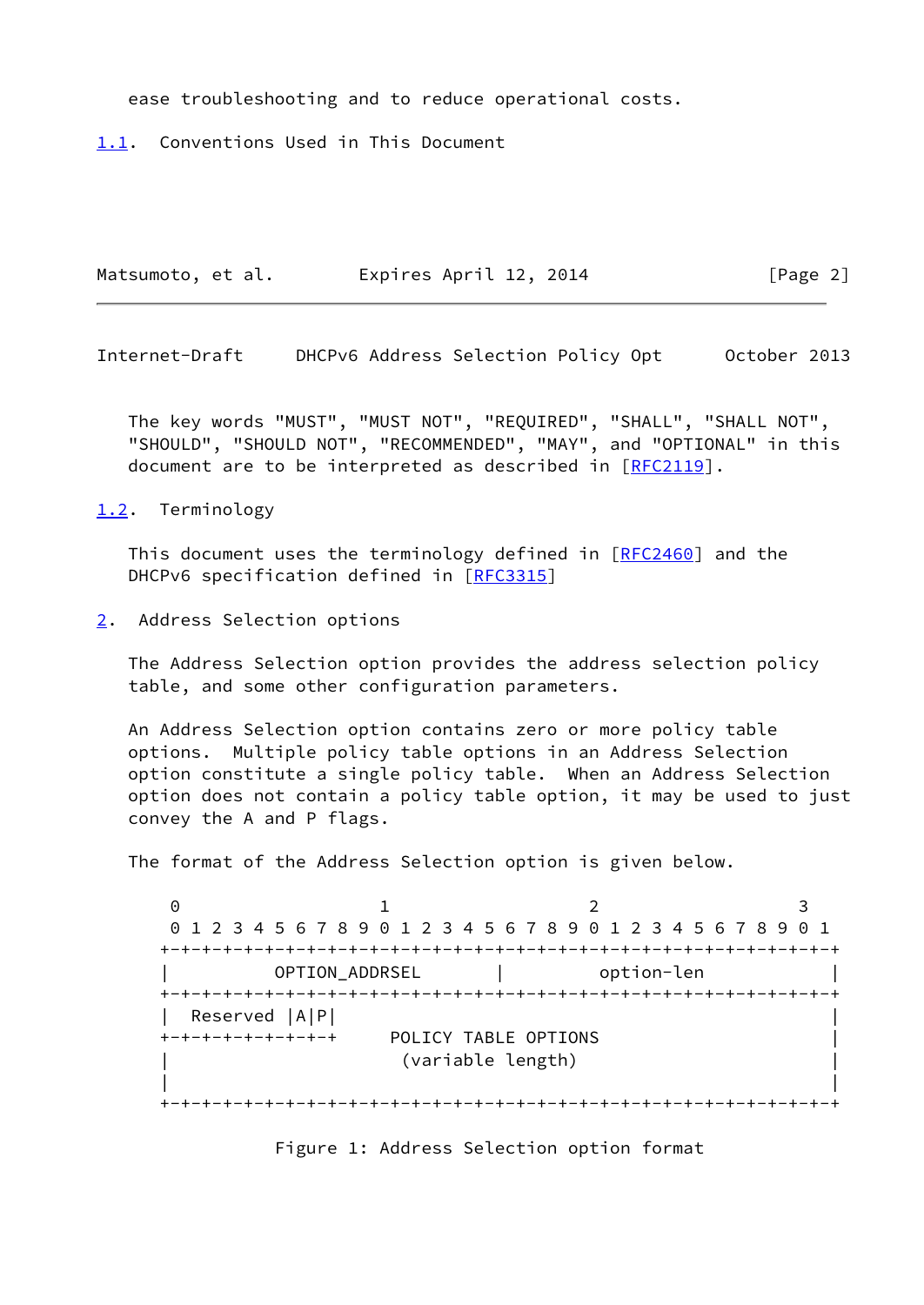ease troubleshooting and to reduce operational costs.

### 1.1. Conventions Used in This Document

The key words "MUST", "MUST NOT", "REQUIRED", "SHALL", "SHALL NOT", "SHOULD", "SHOULD NOT", "RECOMMENDED", "MAY", and "OPTIONAL" in this document are to be interpreted as described in [RFC2119].

### 1.2. Terminology

This document uses the terminology defined in [RFC2460] and the DHCPv6 specification defined in [RFC3315]

## 2. Address Selection options

The Address Selection option provides the address selection policy table, and some other configuration parameters.

An Address Selection option contains zero or more policy table options. Multiple policy table options in an Address Selection option constitute a single policy table. When an Address Selection option does not contain a policy table option, it may be used to just convey the A and P flags.

The format of the Address Selection option is given below.

```
 0                   1                   2                   3
 0 1 2 3 4 5 6 7 8 9 0 1 2 3 4 5 6 7 8 9 0 1 2 3 4 5 6 7 8 9 0 1
+-+-+-+-+-+-+-+-+-+-+-+-+-+-+-+-+-+-+-+-+-+-+-+-+-+-+-+-+-+-+-+-+
|          OPTION_ADDRSEL       |          option-len           |
+-+-+-+-+-+-+-+-+-+-+-+-+-+-+-+-+-+-+-+-+-+-+-+-+-+-+-+-+-+-+-+-+
|  Reserved |A|P|                                               |
+-+-+-+-+-+-+-+-+     POLICY TABLE OPTIONS                      |
|                      (variable length)                        |
|                                                               |
+-+-+-+-+-+-+-+-+-+-+-+-+-+-+-+-+-+-+-+-+-+-+-+-+-+-+-+-+-+-+-+-+
```

Figure 1: Address Selection option format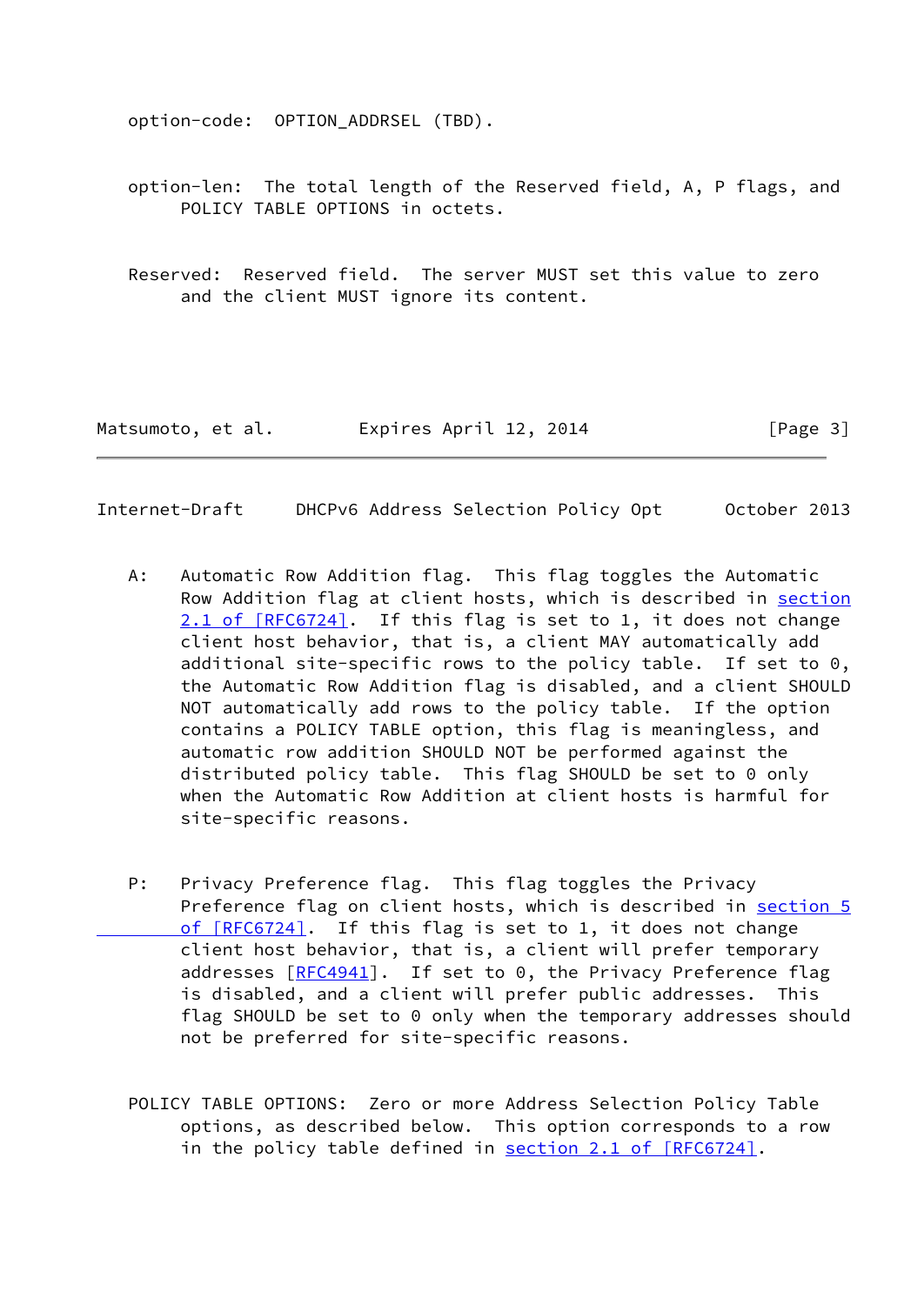option-code: OPTION_ADDRSEL (TBD).

option-len: The total length of the Reserved field, A, P flags, and POLICY TABLE OPTIONS in octets.

Reserved: Reserved field. The server MUST set this value to zero and the client MUST ignore its content.

A: Automatic Row Addition flag. This flag toggles the Automatic Row Addition flag at client hosts, which is described in section 2.1 of [RFC6724]. If this flag is set to 1, it does not change client host behavior, that is, a client MAY automatically add additional site-specific rows to the policy table. If set to 0, the Automatic Row Addition flag is disabled, and a client SHOULD NOT automatically add rows to the policy table. If the option contains a POLICY TABLE option, this flag is meaningless, and automatic row addition SHOULD NOT be performed against the distributed policy table. This flag SHOULD be set to 0 only when the Automatic Row Addition at client hosts is harmful for site-specific reasons.

P: Privacy Preference flag. This flag toggles the Privacy Preference flag on client hosts, which is described in section 5 of [RFC6724]. If this flag is set to 1, it does not change client host behavior, that is, a client will prefer temporary addresses [RFC4941]. If set to 0, the Privacy Preference flag is disabled, and a client will prefer public addresses. This flag SHOULD be set to 0 only when the temporary addresses should not be preferred for site-specific reasons.

POLICY TABLE OPTIONS: Zero or more Address Selection Policy Table options, as described below. This option corresponds to a row in the policy table defined in section 2.1 of [RFC6724].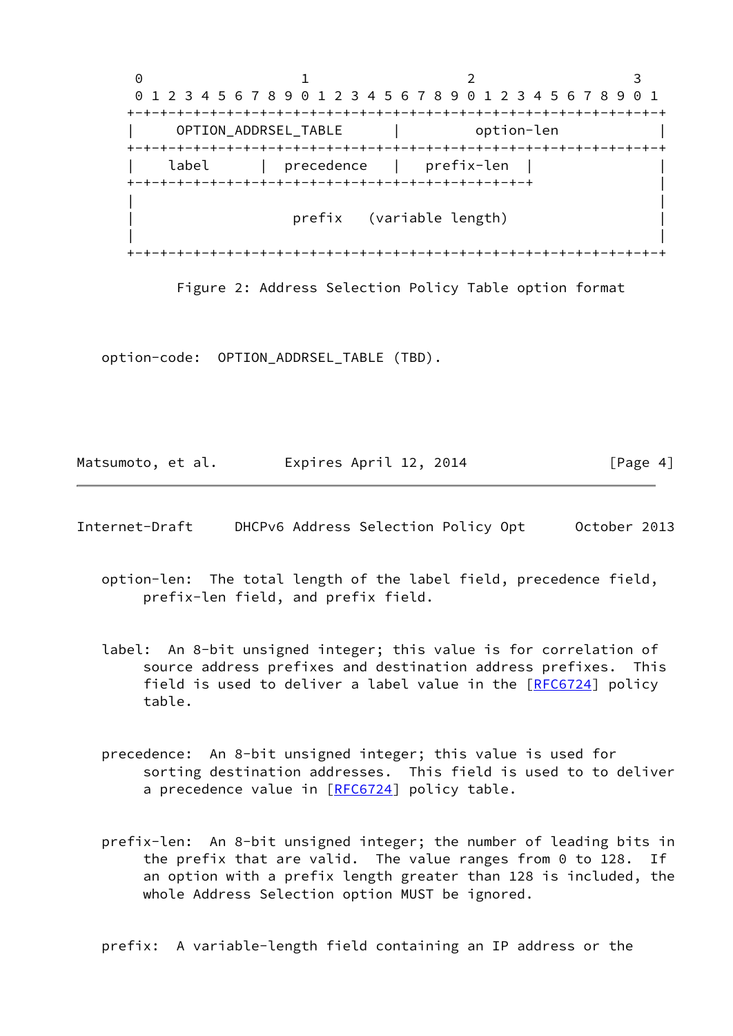```
     0                   1                   2                   3
     0 1 2 3 4 5 6 7 8 9 0 1 2 3 4 5 6 7 8 9 0 1 2 3 4 5 6 7 8 9 0 1
    +-+-+-+-+-+-+-+-+-+-+-+-+-+-+-+-+-+-+-+-+-+-+-+-+-+-+-+-+-+-+-+-+
    |     OPTION_ADDRSEL_TABLE      |         option-len            |
    +-+-+-+-+-+-+-+-+-+-+-+-+-+-+-+-+-+-+-+-+-+-+-+-+-+-+-+-+-+-+-+-+
    |    label      |  precedence   |   prefix-len  |               |
    +-+-+-+-+-+-+-+-+-+-+-+-+-+-+-+-+-+-+-+-+-+-+-+-+               |
    |                                                               |
    |                   prefix   (variable length)                  |
    |                                                               |
    +-+-+-+-+-+-+-+-+-+-+-+-+-+-+-+-+-+-+-+-+-+-+-+-+-+-+-+-+-+-+-+-+
```

Figure 2: Address Selection Policy Table option format

option-code: OPTION_ADDRSEL_TABLE (TBD).

option-len: The total length of the label field, precedence field, prefix-len field, and prefix field.

label: An 8-bit unsigned integer; this value is for correlation of source address prefixes and destination address prefixes. This field is used to deliver a label value in the [RFC6724] policy table.

precedence: An 8-bit unsigned integer; this value is used for sorting destination addresses. This field is used to to deliver a precedence value in [RFC6724] policy table.

prefix-len: An 8-bit unsigned integer; the number of leading bits in the prefix that are valid. The value ranges from 0 to 128. If an option with a prefix length greater than 128 is included, the whole Address Selection option MUST be ignored.

prefix: A variable-length field containing an IP address or the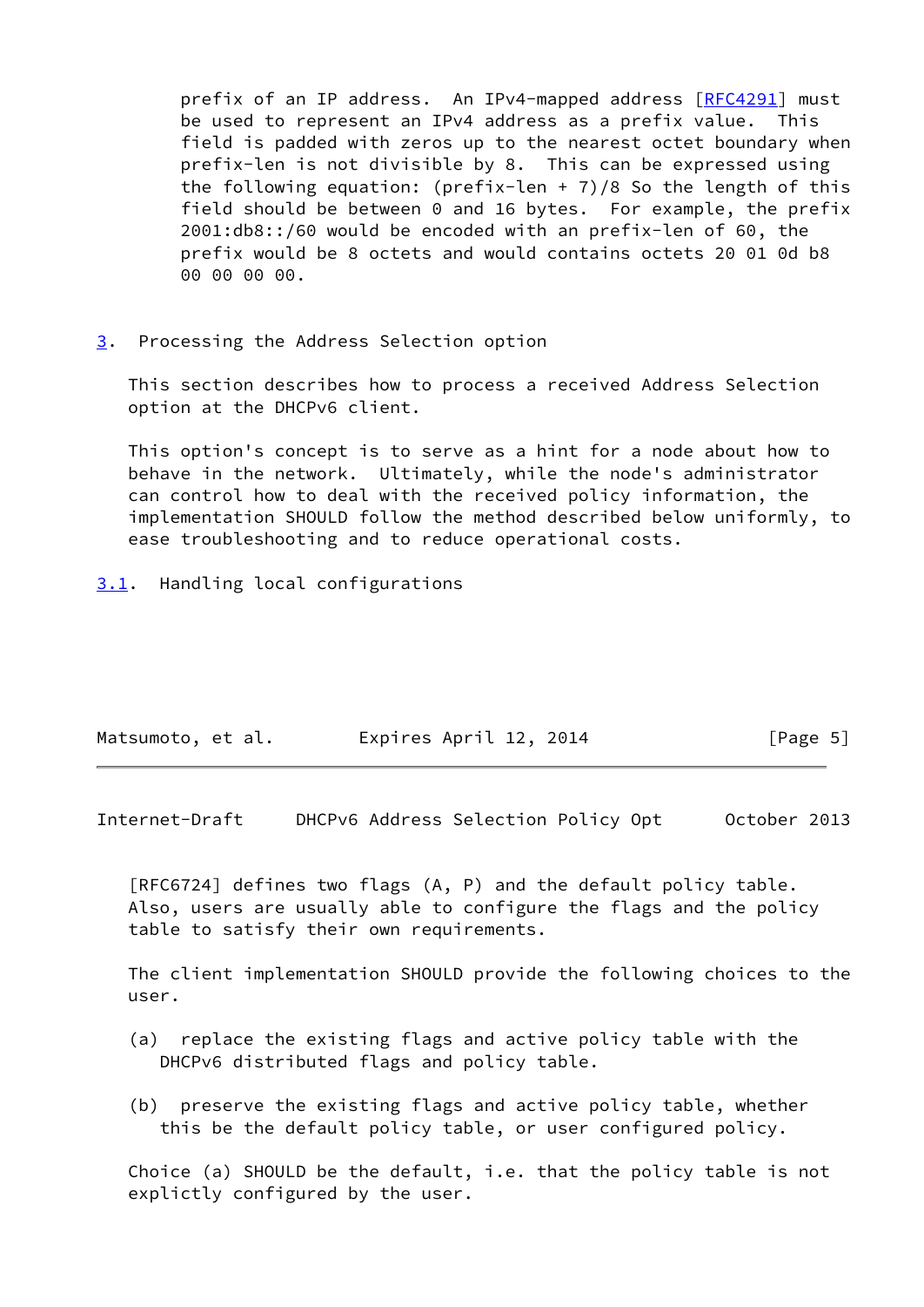prefix of an IP address. An IPv4-mapped address [RFC4291] must be used to represent an IPv4 address as a prefix value. This field is padded with zeros up to the nearest octet boundary when prefix-len is not divisible by 8. This can be expressed using the following equation: (prefix-len + 7)/8 So the length of this field should be between 0 and 16 bytes. For example, the prefix 2001:db8::/60 would be encoded with an prefix-len of 60, the prefix would be 8 octets and would contains octets 20 01 0d b8 00 00 00 00.

## 3. Processing the Address Selection option

This section describes how to process a received Address Selection option at the DHCPv6 client.

This option's concept is to serve as a hint for a node about how to behave in the network. Ultimately, while the node's administrator can control how to deal with the received policy information, the implementation SHOULD follow the method described below uniformly, to ease troubleshooting and to reduce operational costs.

### 3.1. Handling local configurations

[RFC6724] defines two flags (A, P) and the default policy table. Also, users are usually able to configure the flags and the policy table to satisfy their own requirements.

The client implementation SHOULD provide the following choices to the user.

(a) replace the existing flags and active policy table with the DHCPv6 distributed flags and policy table.

(b) preserve the existing flags and active policy table, whether this be the default policy table, or user configured policy.

Choice (a) SHOULD be the default, i.e. that the policy table is not explictly configured by the user.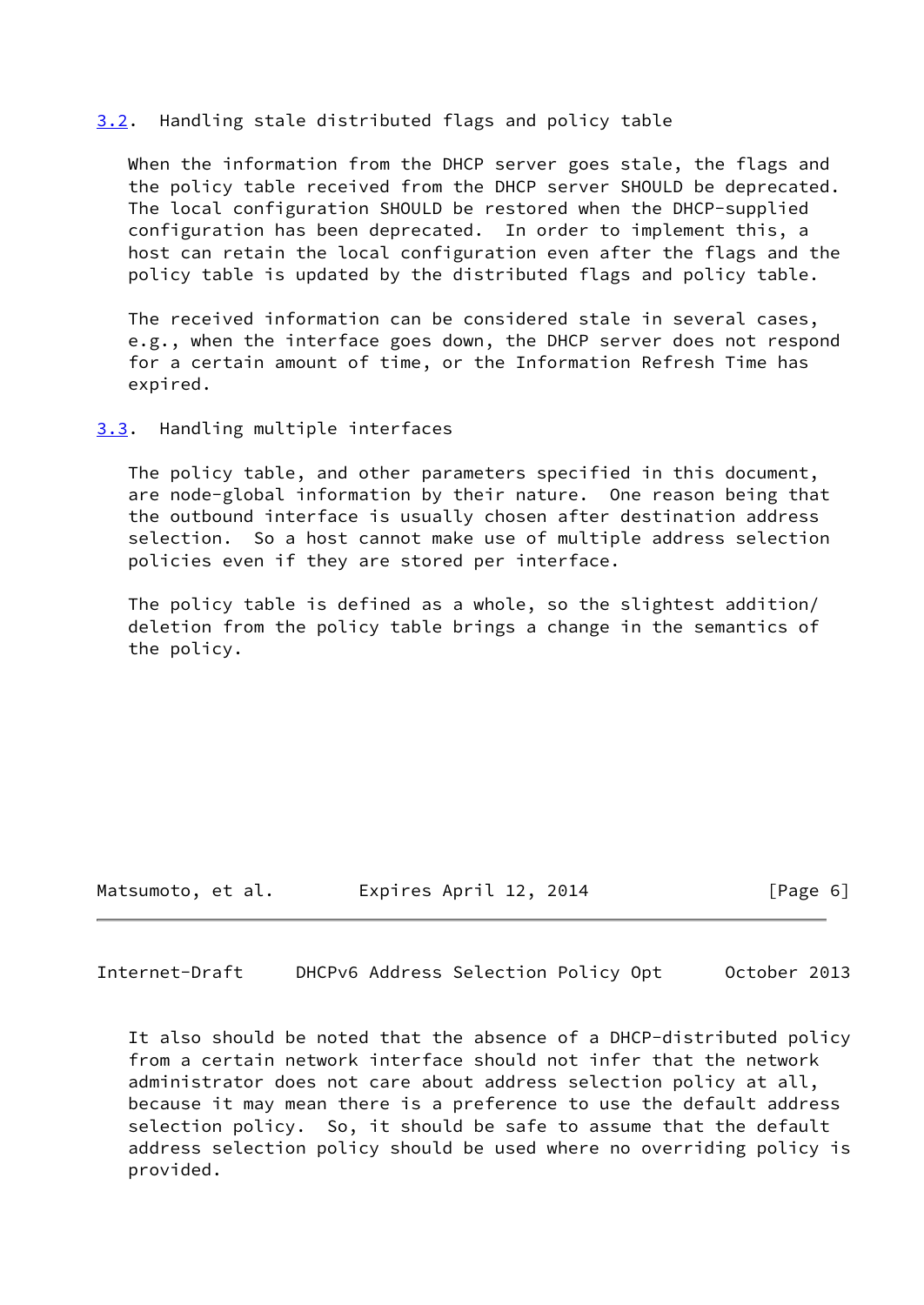### 3.2. Handling stale distributed flags and policy table

When the information from the DHCP server goes stale, the flags and the policy table received from the DHCP server SHOULD be deprecated. The local configuration SHOULD be restored when the DHCP-supplied configuration has been deprecated. In order to implement this, a host can retain the local configuration even after the flags and the policy table is updated by the distributed flags and policy table.

The received information can be considered stale in several cases, e.g., when the interface goes down, the DHCP server does not respond for a certain amount of time, or the Information Refresh Time has expired.

### 3.3. Handling multiple interfaces

The policy table, and other parameters specified in this document, are node-global information by their nature. One reason being that the outbound interface is usually chosen after destination address selection. So a host cannot make use of multiple address selection policies even if they are stored per interface.

The policy table is defined as a whole, so the slightest addition/deletion from the policy table brings a change in the semantics of the policy.

It also should be noted that the absence of a DHCP-distributed policy from a certain network interface should not infer that the network administrator does not care about address selection policy at all, because it may mean there is a preference to use the default address selection policy. So, it should be safe to assume that the default address selection policy should be used where no overriding policy is provided.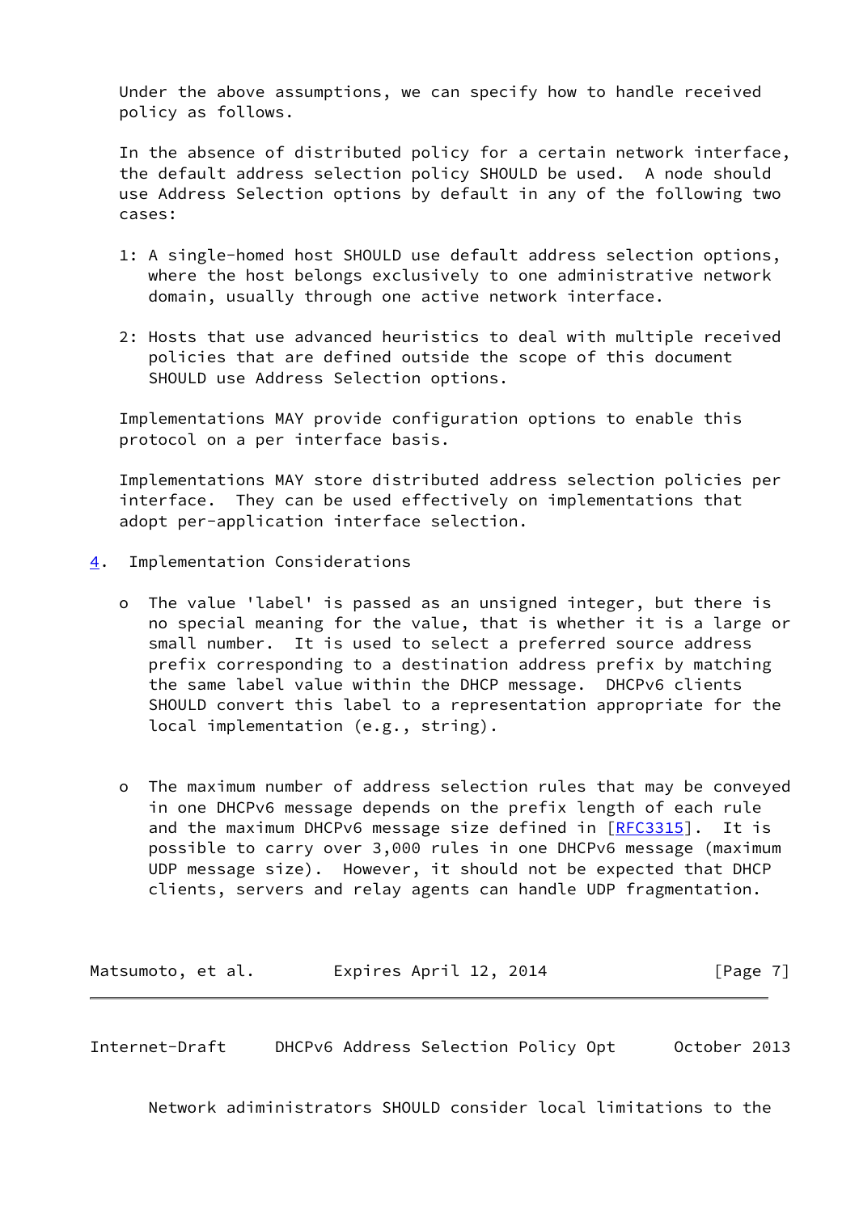Under the above assumptions, we can specify how to handle received policy as follows.

In the absence of distributed policy for a certain network interface, the default address selection policy SHOULD be used. A node should use Address Selection options by default in any of the following two cases:

1: A single-homed host SHOULD use default address selection options, where the host belongs exclusively to one administrative network domain, usually through one active network interface.

2: Hosts that use advanced heuristics to deal with multiple received policies that are defined outside the scope of this document SHOULD use Address Selection options.

Implementations MAY provide configuration options to enable this protocol on a per interface basis.

Implementations MAY store distributed address selection policies per interface. They can be used effectively on implementations that adopt per-application interface selection.

## 4. Implementation Considerations

- The value 'label' is passed as an unsigned integer, but there is no special meaning for the value, that is whether it is a large or small number. It is used to select a preferred source address prefix corresponding to a destination address prefix by matching the same label value within the DHCP message. DHCPv6 clients SHOULD convert this label to a representation appropriate for the local implementation (e.g., string).

- The maximum number of address selection rules that may be conveyed in one DHCPv6 message depends on the prefix length of each rule and the maximum DHCPv6 message size defined in [RFC3315]. It is possible to carry over 3,000 rules in one DHCPv6 message (maximum UDP message size). However, it should not be expected that DHCP clients, servers and relay agents can handle UDP fragmentation.

  Network adiministrators SHOULD consider local limitations to the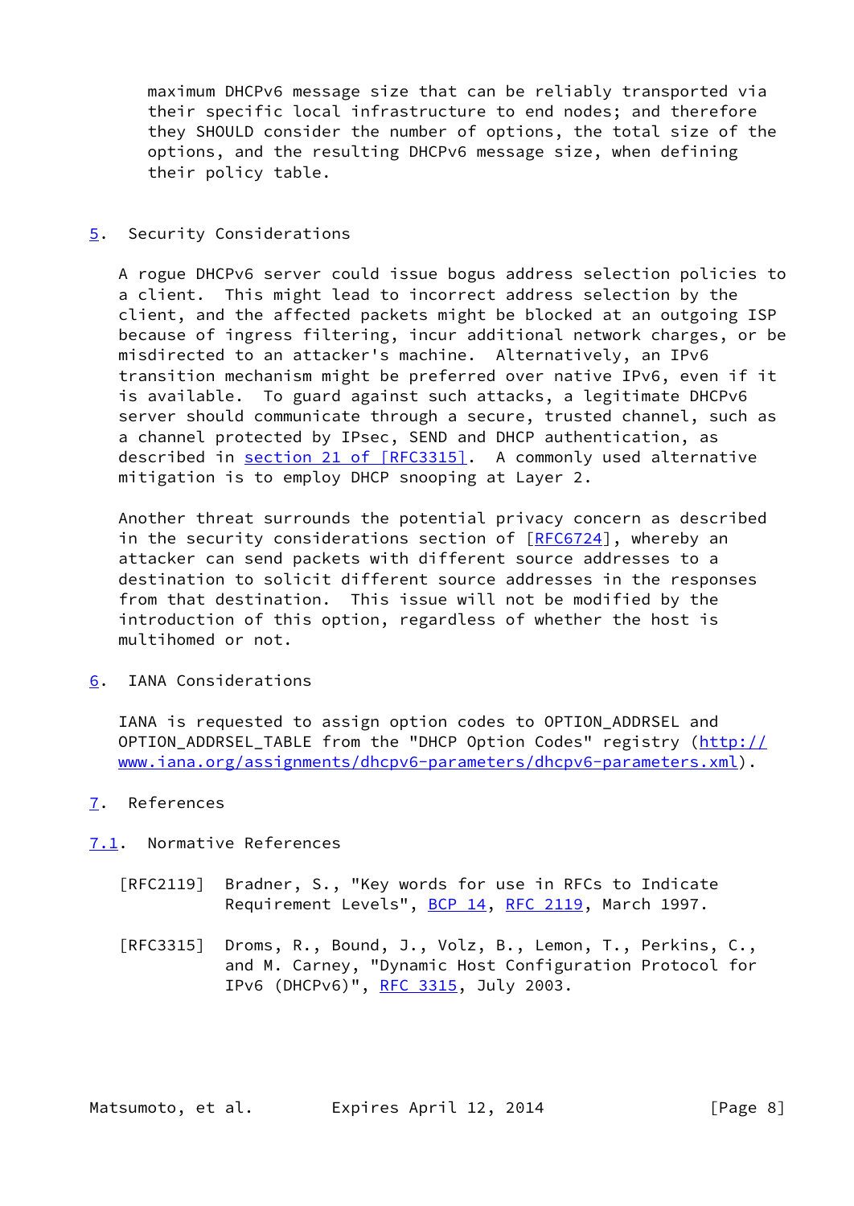maximum DHCPv6 message size that can be reliably transported via their specific local infrastructure to end nodes; and therefore they SHOULD consider the number of options, the total size of the options, and the resulting DHCPv6 message size, when defining their policy table.

## 5. Security Considerations

A rogue DHCPv6 server could issue bogus address selection policies to a client. This might lead to incorrect address selection by the client, and the affected packets might be blocked at an outgoing ISP because of ingress filtering, incur additional network charges, or be misdirected to an attacker's machine. Alternatively, an IPv6 transition mechanism might be preferred over native IPv6, even if it is available. To guard against such attacks, a legitimate DHCPv6 server should communicate through a secure, trusted channel, such as a channel protected by IPsec, SEND and DHCP authentication, as described in section 21 of [RFC3315]. A commonly used alternative mitigation is to employ DHCP snooping at Layer 2.

Another threat surrounds the potential privacy concern as described in the security considerations section of [RFC6724], whereby an attacker can send packets with different source addresses to a destination to solicit different source addresses in the responses from that destination. This issue will not be modified by the introduction of this option, regardless of whether the host is multihomed or not.

## 6. IANA Considerations

IANA is requested to assign option codes to OPTION_ADDRSEL and OPTION_ADDRSEL_TABLE from the "DHCP Option Codes" registry (http://www.iana.org/assignments/dhcpv6-parameters/dhcpv6-parameters.xml).

## 7. References

### 7.1. Normative References

[RFC2119] Bradner, S., "Key words for use in RFCs to Indicate Requirement Levels", BCP 14, RFC 2119, March 1997.

[RFC3315] Droms, R., Bound, J., Volz, B., Lemon, T., Perkins, C., and M. Carney, "Dynamic Host Configuration Protocol for IPv6 (DHCPv6)", RFC 3315, July 2003.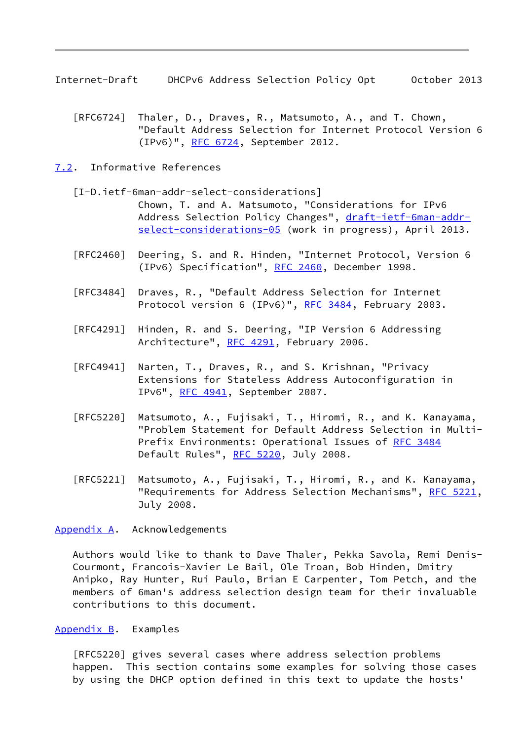[RFC6724] Thaler, D., Draves, R., Matsumoto, A., and T. Chown, "Default Address Selection for Internet Protocol Version 6 (IPv6)", RFC 6724, September 2012.

## 7.2. Informative References

[I-D.ietf-6man-addr-select-considerations]
Chown, T. and A. Matsumoto, "Considerations for IPv6 Address Selection Policy Changes", draft-ietf-6man-addr-select-considerations-05 (work in progress), April 2013.

[RFC2460] Deering, S. and R. Hinden, "Internet Protocol, Version 6 (IPv6) Specification", RFC 2460, December 1998.

[RFC3484] Draves, R., "Default Address Selection for Internet Protocol version 6 (IPv6)", RFC 3484, February 2003.

[RFC4291] Hinden, R. and S. Deering, "IP Version 6 Addressing Architecture", RFC 4291, February 2006.

[RFC4941] Narten, T., Draves, R., and S. Krishnan, "Privacy Extensions for Stateless Address Autoconfiguration in IPv6", RFC 4941, September 2007.

[RFC5220] Matsumoto, A., Fujisaki, T., Hiromi, R., and K. Kanayama, "Problem Statement for Default Address Selection in Multi-Prefix Environments: Operational Issues of RFC 3484 Default Rules", RFC 5220, July 2008.

[RFC5221] Matsumoto, A., Fujisaki, T., Hiromi, R., and K. Kanayama, "Requirements for Address Selection Mechanisms", RFC 5221, July 2008.

## Appendix A. Acknowledgements

Authors would like to thank to Dave Thaler, Pekka Savola, Remi Denis-Courmont, Francois-Xavier Le Bail, Ole Troan, Bob Hinden, Dmitry Anipko, Ray Hunter, Rui Paulo, Brian E Carpenter, Tom Petch, and the members of 6man's address selection design team for their invaluable contributions to this document.

## Appendix B. Examples

[RFC5220] gives several cases where address selection problems happen. This section contains some examples for solving those cases by using the DHCP option defined in this text to update the hosts'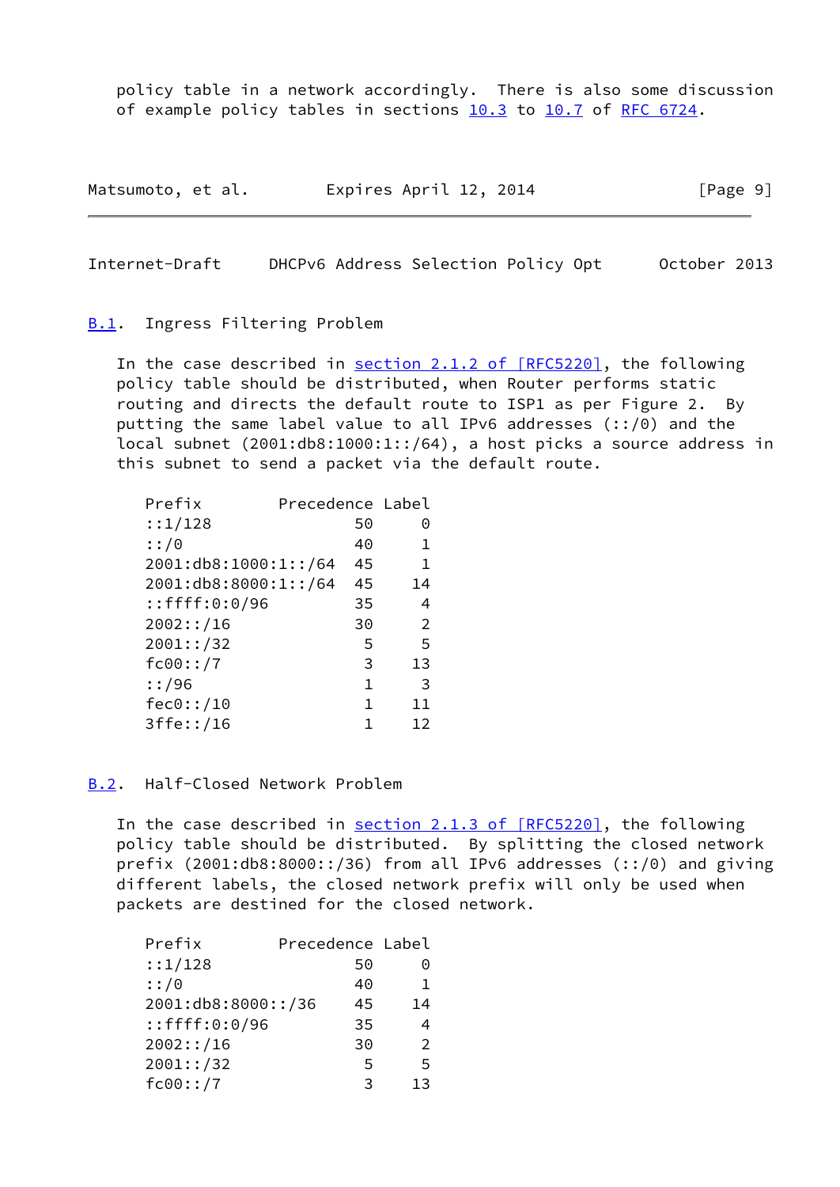policy table in a network accordingly.  There is also some discussion of example policy tables in sections 10.3 to 10.7 of RFC 6724.

### B.1.  Ingress Filtering Problem

In the case described in section 2.1.2 of [RFC5220], the following policy table should be distributed, when Router performs static routing and directs the default route to ISP1 as per Figure 2.  By putting the same label value to all IPv6 addresses (::/0) and the local subnet (2001:db8:1000:1::/64), a host picks a source address in this subnet to send a packet via the default route.

| Prefix | Precedence | Label |
|---|---|---|
| ::1/128 | 50 | 0 |
| ::/0 | 40 | 1 |
| 2001:db8:1000:1::/64 | 45 | 1 |
| 2001:db8:8000:1::/64 | 45 | 14 |
| ::ffff:0:0/96 | 35 | 4 |
| 2002::/16 | 30 | 2 |
| 2001::/32 | 5 | 5 |
| fc00::/7 | 3 | 13 |
| ::/96 | 1 | 3 |
| fec0::/10 | 1 | 11 |
| 3ffe::/16 | 1 | 12 |

### B.2.  Half-Closed Network Problem

In the case described in section 2.1.3 of [RFC5220], the following policy table should be distributed.  By splitting the closed network prefix (2001:db8:8000::/36) from all IPv6 addresses (::/0) and giving different labels, the closed network prefix will only be used when packets are destined for the closed network.

| Prefix | Precedence | Label |
|---|---|---|
| ::1/128 | 50 | 0 |
| ::/0 | 40 | 1 |
| 2001:db8:8000::/36 | 45 | 14 |
| ::ffff:0:0/96 | 35 | 4 |
| 2002::/16 | 30 | 2 |
| 2001::/32 | 5 | 5 |
| fc00::/7 | 3 | 13 |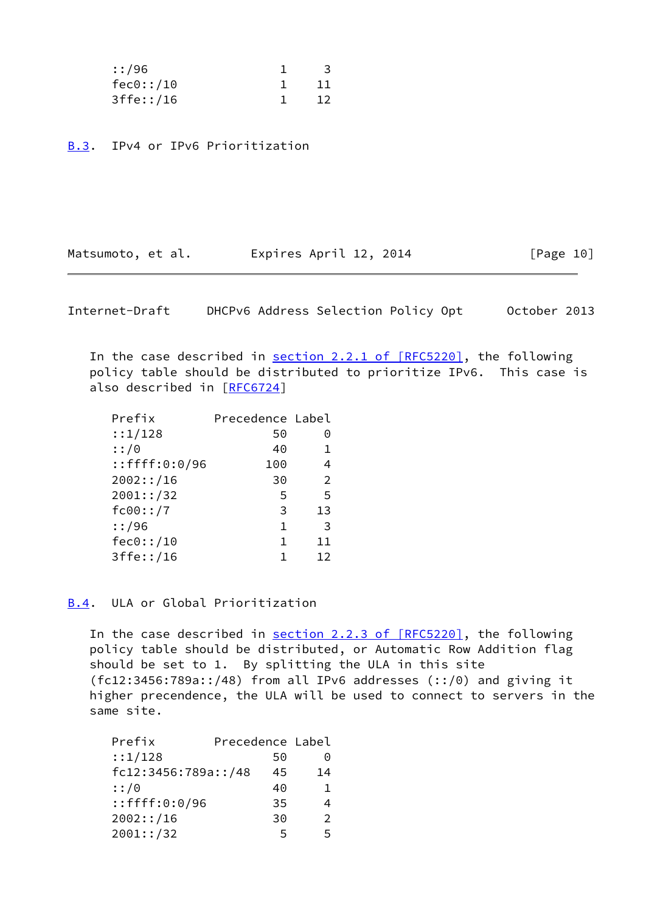| Prefix | Precedence | Label |
|---|---|---|
| ::/96 | 1 | 3 |
| fec0::/10 | 1 | 11 |
| 3ffe::/16 | 1 | 12 |

## B.3. IPv4 or IPv6 Prioritization

In the case described in section 2.2.1 of [RFC5220], the following policy table should be distributed to prioritize IPv6. This case is also described in [RFC6724]

| Prefix | Precedence | Label |
|---|---|---|
| ::1/128 | 50 | 0 |
| ::/0 | 40 | 1 |
| ::ffff:0:0/96 | 100 | 4 |
| 2002::/16 | 30 | 2 |
| 2001::/32 | 5 | 5 |
| fc00::/7 | 3 | 13 |
| ::/96 | 1 | 3 |
| fec0::/10 | 1 | 11 |
| 3ffe::/16 | 1 | 12 |

## B.4. ULA or Global Prioritization

In the case described in section 2.2.3 of [RFC5220], the following policy table should be distributed, or Automatic Row Addition flag should be set to 1. By splitting the ULA in this site (fc12:3456:789a::/48) from all IPv6 addresses (::/0) and giving it higher precendence, the ULA will be used to connect to servers in the same site.

| Prefix | Precedence | Label |
|---|---|---|
| ::1/128 | 50 | 0 |
| fc12:3456:789a::/48 | 45 | 14 |
| ::/0 | 40 | 1 |
| ::ffff:0:0/96 | 35 | 4 |
| 2002::/16 | 30 | 2 |
| 2001::/32 | 5 | 5 |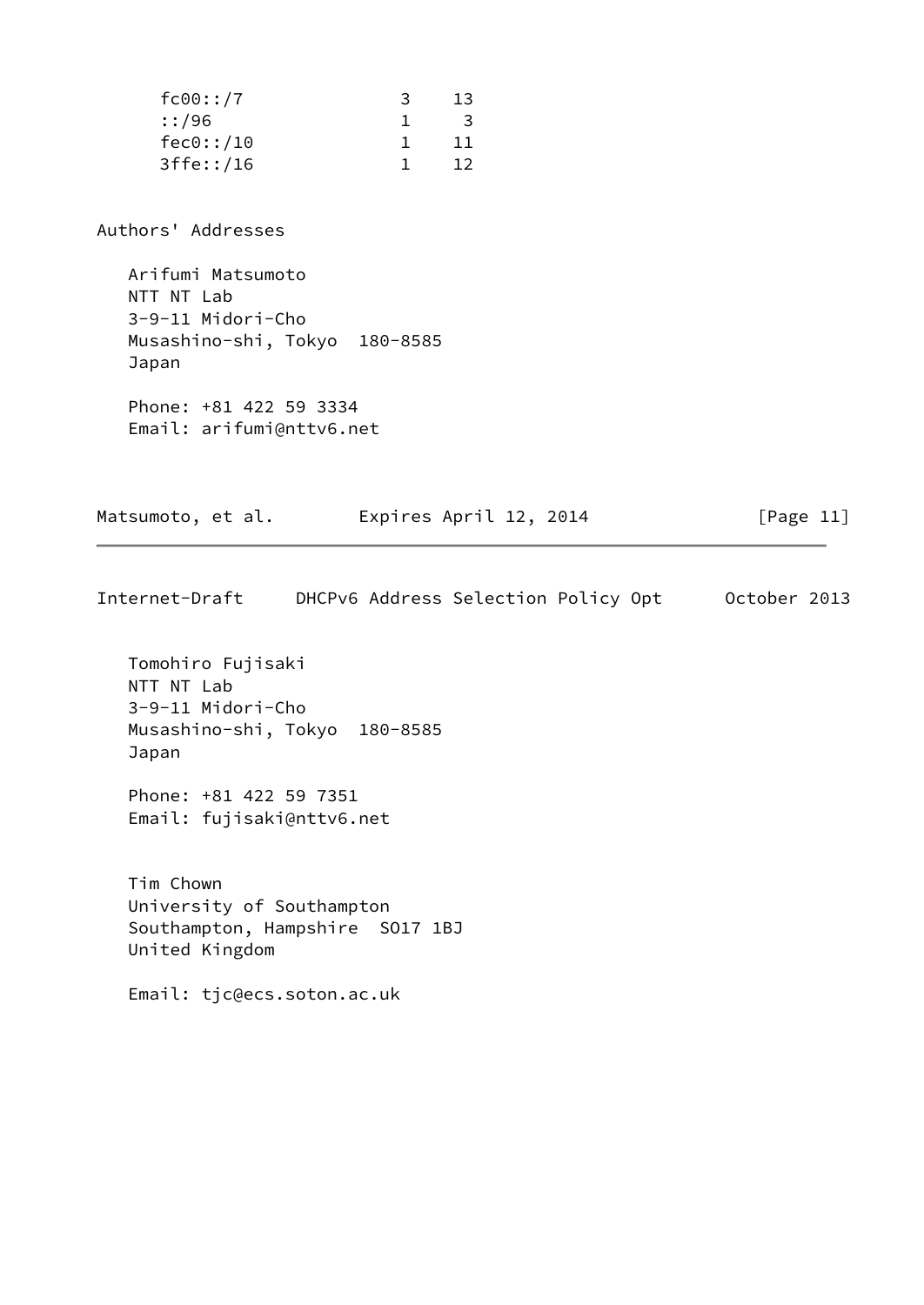```
      fc00::/7               3    13
      ::/96                  1     3
      fec0::/10              1    11
      3ffe::/16              1    12
```

## Authors' Addresses

Arifumi Matsumoto
NTT NT Lab
3-9-11 Midori-Cho
Musashino-shi, Tokyo  180-8585
Japan

Phone: +81 422 59 3334
Email: arifumi@nttv6.net

Tomohiro Fujisaki
NTT NT Lab
3-9-11 Midori-Cho
Musashino-shi, Tokyo  180-8585
Japan

Phone: +81 422 59 7351
Email: fujisaki@nttv6.net

Tim Chown
University of Southampton
Southampton, Hampshire  SO17 1BJ
United Kingdom

Email: tjc@ecs.soton.ac.uk